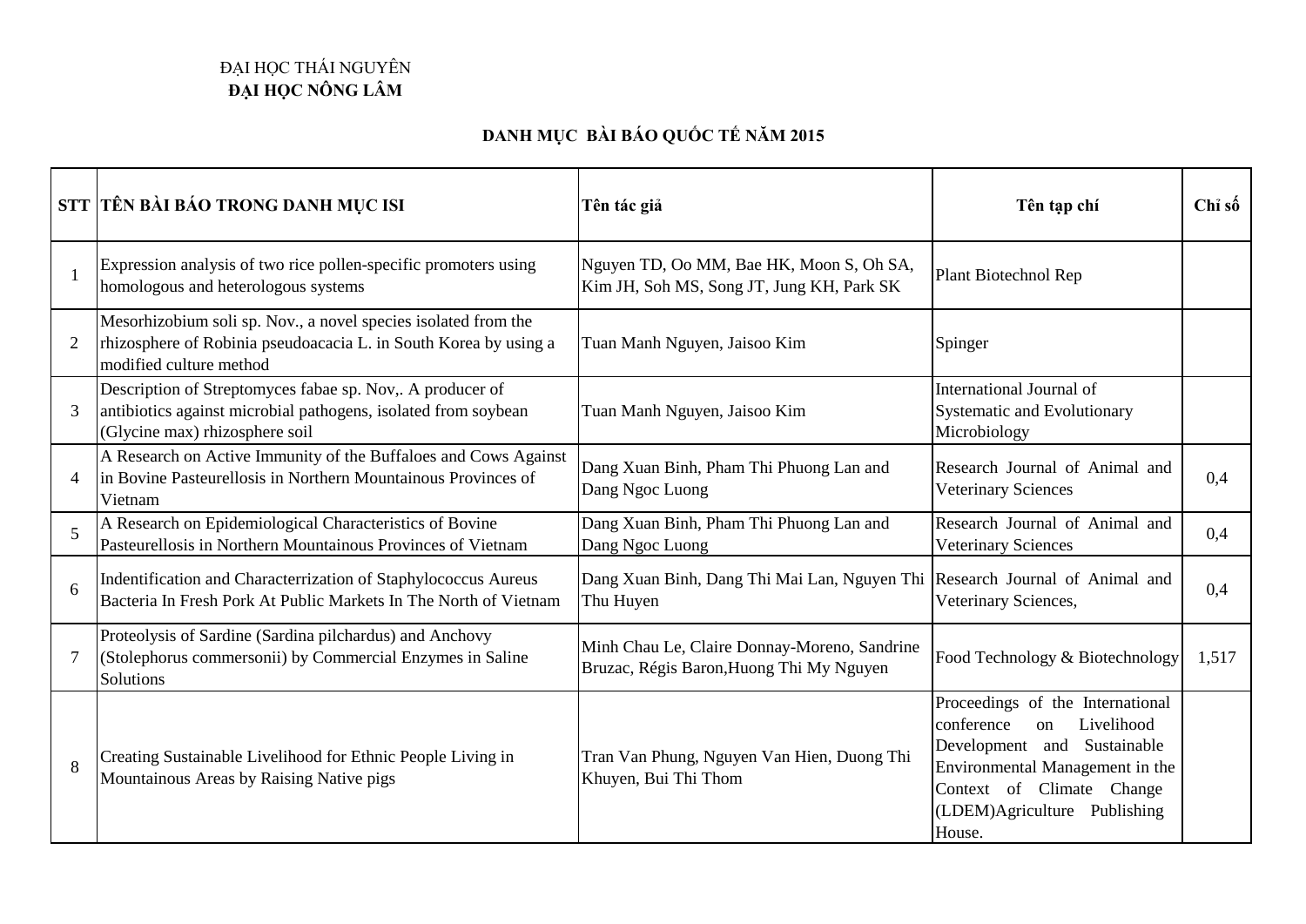ĐẠI HỌC THÁI NGUYÊN
**ĐẠI HỌC NÔNG LÂM**

## DANH MỤC BÀI BÁO QUỐC TẾ NĂM 2015

| STT | TÊN BÀI BÁO TRONG DANH MỤC ISI | Tên tác giả | Tên tạp chí | Chỉ số |
|---|---|---|---|---|
| 1 | Expression analysis of two rice pollen-specific promoters using homologous and heterologous systems | Nguyen TD, Oo MM, Bae HK, Moon S, Oh SA, Kim JH, Soh MS, Song JT, Jung KH, Park SK | Plant Biotechnol Rep | |
| 2 | Mesorhizobium soli sp. Nov., a novel species isolated from the rhizosphere of Robinia pseudoacacia L. in South Korea by using a modified culture method | Tuan Manh Nguyen, Jaisoo Kim | Spinger | |
| 3 | Description of Streptomyces fabae sp. Nov,. A producer of antibiotics against microbial pathogens, isolated from soybean (Glycine max) rhizosphere soil | Tuan Manh Nguyen, Jaisoo Kim | International Journal of Systematic and Evolutionary Microbiology | |
| 4 | A Research on Active Immunity of the Buffaloes and Cows Against in Bovine Pasteurellosis in Northern Mountainous Provinces of Vietnam | Dang Xuan Binh, Pham Thi Phuong Lan and Dang Ngoc Luong | Research Journal of Animal and Veterinary Sciences | 0,4 |
| 5 | A Research on Epidemiological Characteristics of Bovine Pasteurellosis in Northern Mountainous Provinces of Vietnam | Dang Xuan Binh, Pham Thi Phuong Lan and Dang Ngoc Luong | Research Journal of Animal and Veterinary Sciences | 0,4 |
| 6 | Indentification and Characterrization of Staphylococcus Aureus Bacteria In Fresh Pork At Public Markets In The North of Vietnam | Dang Xuan Binh, Dang Thi Mai Lan, Nguyen Thi Thu Huyen | Research Journal of Animal and Veterinary Sciences, | 0,4 |
| 7 | Proteolysis of Sardine (Sardina pilchardus) and Anchovy (Stolephorus commersonii) by Commercial Enzymes in Saline Solutions | Minh Chau Le, Claire Donnay-Moreno, Sandrine Bruzac, Régis Baron,Huong Thi My Nguyen | Food Technology & Biotechnology | 1,517 |
| 8 | Creating Sustainable Livelihood for Ethnic People Living in Mountainous Areas by Raising Native pigs | Tran Van Phung, Nguyen Van Hien, Duong Thi Khuyen, Bui Thi Thom | Proceedings of the International conference on Livelihood Development and Sustainable Environmental Management in the Context of Climate Change (LDEM)Agriculture Publishing House. | |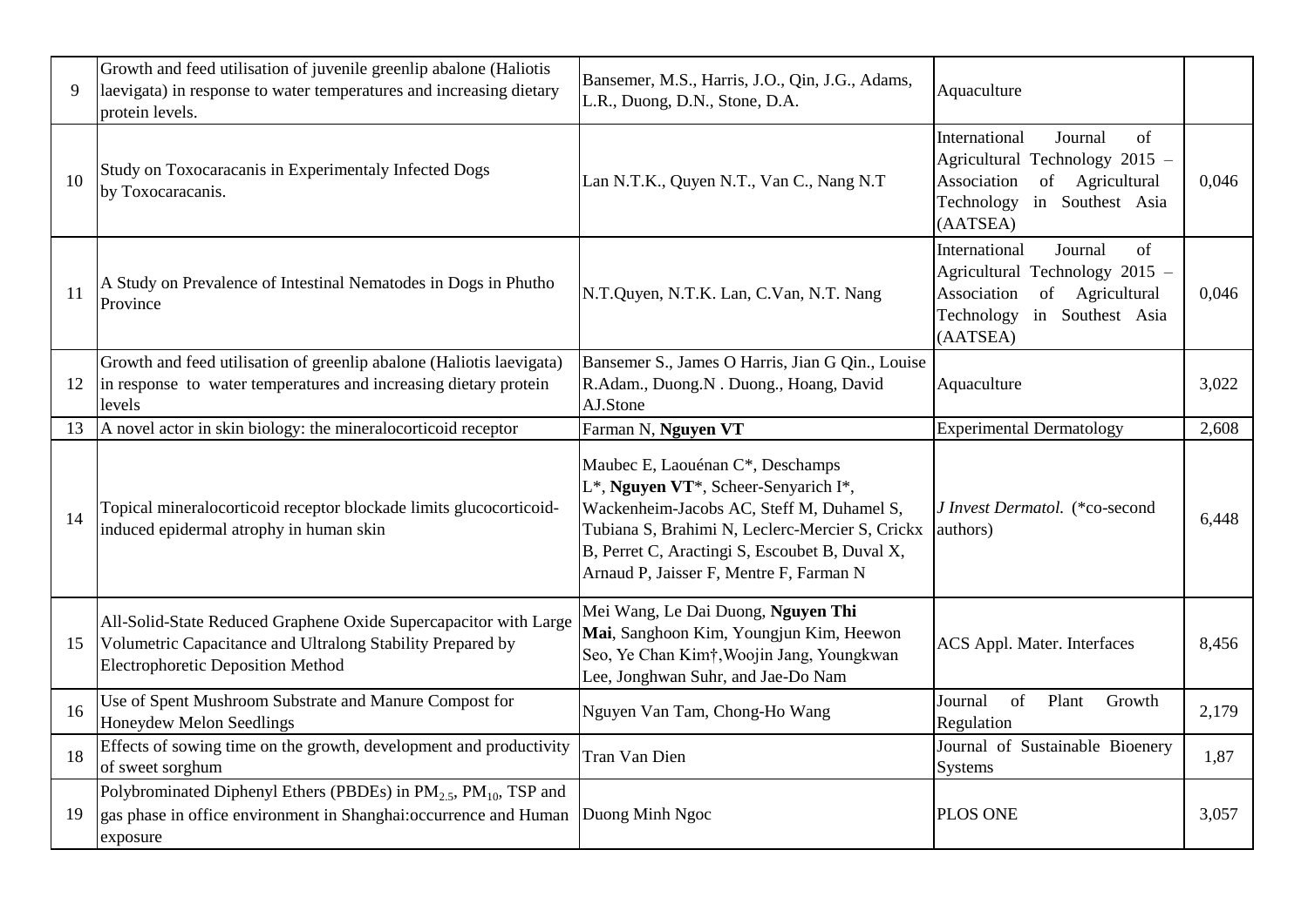| 9 | Growth and feed utilisation of juvenile greenlip abalone (Haliotis laevigata) in response to water temperatures and increasing dietary protein levels. | Bansemer, M.S., Harris, J.O., Qin, J.G., Adams, L.R., Duong, D.N., Stone, D.A. | Aquaculture | |
|---|---|---|---|---|
| 10 | Study on Toxocaracanis in Experimentaly Infected Dogs by Toxocaracanis. | Lan N.T.K., Quyen N.T., Van C., Nang N.T | International Journal of Agricultural Technology 2015 – Association of Agricultural Technology in Southest Asia (AATSEA) | 0,046 |
| 11 | A Study on Prevalence of Intestinal Nematodes in Dogs in Phutho Province | N.T.Quyen, N.T.K. Lan, C.Van, N.T. Nang | International Journal of Agricultural Technology 2015 – Association of Agricultural Technology in Southest Asia (AATSEA) | 0,046 |
| 12 | Growth and feed utilisation of greenlip abalone (Haliotis laevigata) in response to water temperatures and increasing dietary protein levels | Bansemer S., James O Harris, Jian G Qin., Louise R.Adam., Duong.N . Duong., Hoang, David AJ.Stone | Aquaculture | 3,022 |
| 13 | A novel actor in skin biology: the mineralocorticoid receptor | Farman N, **Nguyen VT** | Experimental Dermatology | 2,608 |
| 14 | Topical mineralocorticoid receptor blockade limits glucocorticoid-induced epidermal atrophy in human skin | Maubec E, Laouénan C*, Deschamps L*, **Nguyen VT***, Scheer-Senyarich I*, Wackenheim-Jacobs AC, Steff M, Duhamel S, Tubiana S, Brahimi N, Leclerc-Mercier S, Crickx B, Perret C, Aractingi S, Escoubet B, Duval X, Arnaud P, Jaisser F, Mentre F, Farman N | *J Invest Dermatol.* (*co-second authors) | 6,448 |
| 15 | All-Solid-State Reduced Graphene Oxide Supercapacitor with Large Volumetric Capacitance and Ultralong Stability Prepared by Electrophoretic Deposition Method | Mei Wang, Le Dai Duong, **Nguyen Thi Mai**, Sanghoon Kim, Youngjun Kim, Heewon Seo, Ye Chan Kim†,Woojin Jang, Youngkwan Lee, Jonghwan Suhr, and Jae-Do Nam | ACS Appl. Mater. Interfaces | 8,456 |
| 16 | Use of Spent Mushroom Substrate and Manure Compost for Honeydew Melon Seedlings | Nguyen Van Tam, Chong-Ho Wang | Journal of Plant Growth Regulation | 2,179 |
| 18 | Effects of sowing time on the growth, development and productivity of sweet sorghum | Tran Van Dien | Journal of Sustainable Bioenery Systems | 1,87 |
| 19 | Polybrominated Diphenyl Ethers (PBDEs) in $PM_{2.5}$, $PM_{10}$, TSP and gas phase in office environment in Shanghai:occurrence and Human exposure | Duong Minh Ngoc | PLOS ONE | 3,057 |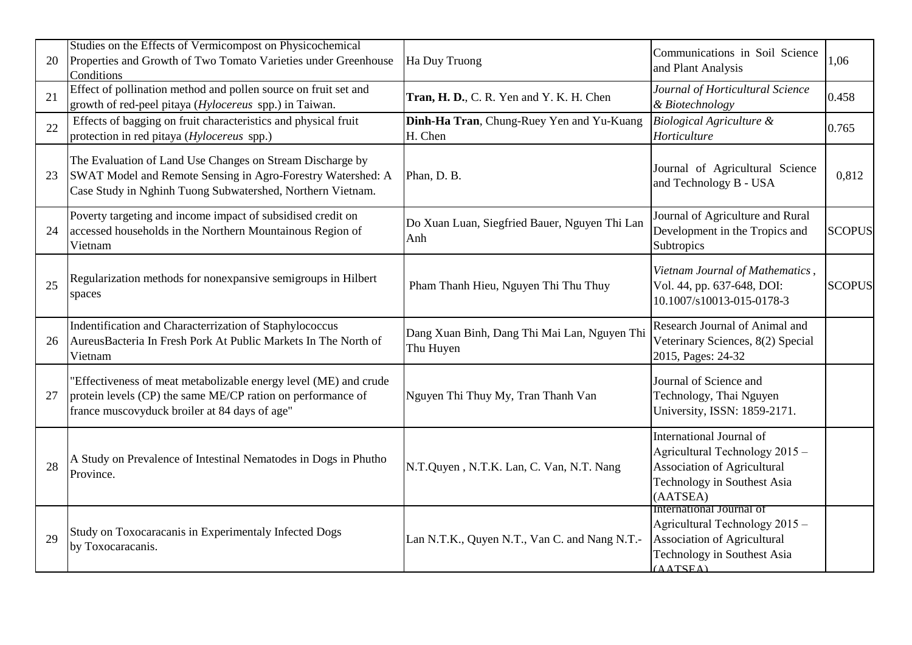| 20 | Studies on the Effects of Vermicompost on Physicochemical Properties and Growth of Two Tomato Varieties under Greenhouse Conditions | Ha Duy Truong | Communications in Soil Science and Plant Analysis | 1,06 |
|---|---|---|---|---|
| 21 | Effect of pollination method and pollen source on fruit set and growth of red-peel pitaya (*Hylocereus* spp.) in Taiwan. | **Tran, H. D.**, C. R. Yen and Y. K. H. Chen | *Journal of Horticultural Science & Biotechnology* | 0.458 |
| 22 | Effects of bagging on fruit characteristics and physical fruit protection in red pitaya (*Hylocereus* spp.) | **Dinh-Ha Tran**, Chung-Ruey Yen and Yu-Kuang H. Chen | *Biological Agriculture & Horticulture* | 0.765 |
| 23 | The Evaluation of Land Use Changes on Stream Discharge by SWAT Model and Remote Sensing in Agro-Forestry Watershed: A Case Study in Nghinh Tuong Subwatershed, Northern Vietnam. | Phan, D. B. | Journal of Agricultural Science and Technology B - USA | 0,812 |
| 24 | Poverty targeting and income impact of subsidised credit on accessed households in the Northern Mountainous Region of Vietnam | Do Xuan Luan, Siegfried Bauer, Nguyen Thi Lan Anh | Journal of Agriculture and Rural Development in the Tropics and Subtropics | SCOPUS |
| 25 | Regularization methods for nonexpansive semigroups in Hilbert spaces | Pham Thanh Hieu, Nguyen Thi Thu Thuy | *Vietnam Journal of Mathematics*, Vol. 44, pp. 637-648, DOI: 10.1007/s10013-015-0178-3 | SCOPUS |
| 26 | Indentification and Characterrization of Staphylococcus AureusBacteria In Fresh Pork At Public Markets In The North of Vietnam | Dang Xuan Binh, Dang Thi Mai Lan, Nguyen Thi Thu Huyen | Research Journal of Animal and Veterinary Sciences, 8(2) Special 2015, Pages: 24-32 | |
| 27 | "Effectiveness of meat metabolizable energy level (ME) and crude protein levels (CP) the same ME/CP ration on performance of france muscovyduck broiler at 84 days of age" | Nguyen Thi Thuy My, Tran Thanh Van | Journal of Science and Technology, Thai Nguyen University, ISSN: 1859-2171. | |
| 28 | A Study on Prevalence of Intestinal Nematodes in Dogs in Phutho Province. | N.T.Quyen , N.T.K. Lan, C. Van, N.T. Nang | International Journal of Agricultural Technology 2015 – Association of Agricultural Technology in Southest Asia (AATSEA) | |
| 29 | Study on Toxocaracanis in Experimentaly Infected Dogs by Toxocaracanis. | Lan N.T.K., Quyen N.T., Van C. and Nang N.T.- | International Journal of Agricultural Technology 2015 – Association of Agricultural Technology in Southest Asia (AATSEA) | |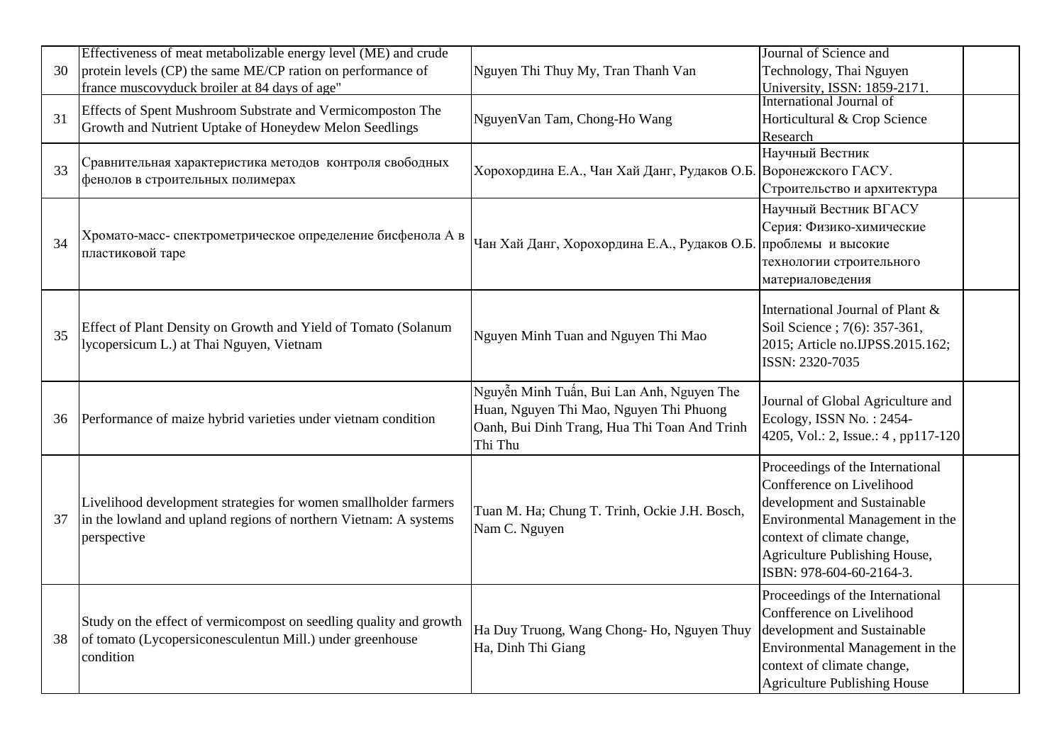| | | | | |
|---|---|---|---|---|
| 30 | Effectiveness of meat metabolizable energy level (ME) and crude protein levels (CP) the same ME/CP ration on performance of france muscovyduck broiler at 84 days of age" | Nguyen Thi Thuy My, Tran Thanh Van | Journal of Science and Technology, Thai Nguyen University, ISSN: 1859-2171. | |
| 31 | Effects of Spent Mushroom Substrate and Vermicomposton The Growth and Nutrient Uptake of Honeydew Melon Seedlings | NguyenVan Tam, Chong-Ho Wang | International Journal of Horticultural & Crop Science Research | |
| 33 | Сравнительная характеристика методов контроля свободных фенолов в строительных полимерах | Хорохордина Е.А., Чан Хай Данг, Рудаков О.Б. | Научный Вестник Воронежского ГАСУ. Строительство и архитектура | |
| 34 | Хромато-масс- спектрометрическое определение бисфенола А в пластиковой таре | Чан Хай Данг, Хорохордина Е.А., Рудаков О.Б. | Научный Вестник ВГАСУ Серия: Физико-химические проблемы и высокие технологии строительного материаловедения | |
| 35 | Effect of Plant Density on Growth and Yield of Tomato (Solanum lycopersicum L.) at Thai Nguyen, Vietnam | Nguyen Minh Tuan and Nguyen Thi Mao | International Journal of Plant & Soil Science ; 7(6): 357-361, 2015; Article no.IJPSS.2015.162; ISSN: 2320-7035 | |
| 36 | Performance of maize hybrid varieties under vietnam condition | Nguyễn Minh Tuấn, Bui Lan Anh, Nguyen The Huan, Nguyen Thi Mao, Nguyen Thi Phuong Oanh, Bui Dinh Trang, Hua Thi Toan And Trinh Thi Thu | Journal of Global Agriculture and Ecology, ISSN No. : 2454-4205, Vol.: 2, Issue.: 4 , pp117-120 | |
| 37 | Livelihood development strategies for women smallholder farmers in the lowland and upland regions of northern Vietnam: A systems perspective | Tuan M. Ha; Chung T. Trinh, Ockie J.H. Bosch, Nam C. Nguyen | Proceedings of the International Confference on Livelihood development and Sustainable Environmental Management in the context of climate change, Agriculture Publishing House, ISBN: 978-604-60-2164-3. | |
| 38 | Study on the effect of vermicompost on seedling quality and growth of tomato (Lycopersiconesculentun Mill.) under greenhouse condition | Ha Duy Truong, Wang Chong- Ho, Nguyen Thuy Ha, Dinh Thi Giang | Proceedings of the International Confference on Livelihood development and Sustainable Environmental Management in the context of climate change, Agriculture Publishing House | |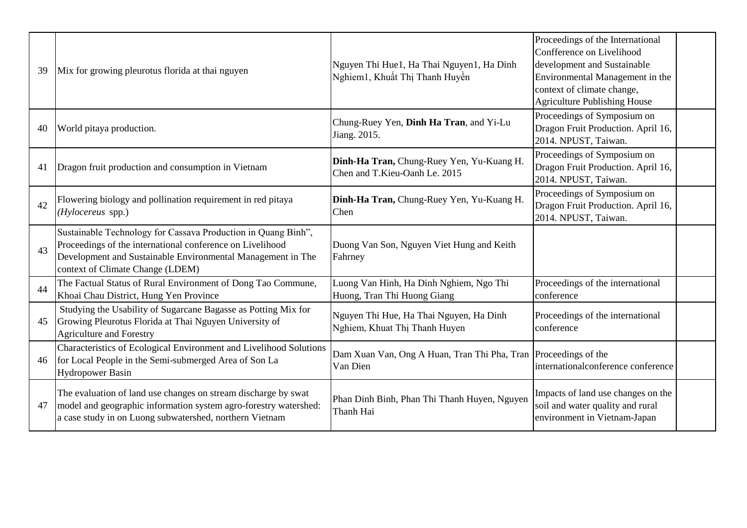| | | | | |
|---|---|---|---|---|
| 39 | Mix for growing pleurotus florida at thai nguyen | Nguyen Thi Hue1, Ha Thai Nguyen1, Ha Dinh Nghiem1, Khuất Thị Thanh Huyền | Proceedings of the International Confference on Livelihood development and Sustainable Environmental Management in the context of climate change, Agriculture Publishing House | |
| 40 | World pitaya production. | Chung-Ruey Yen, **Dinh Ha Tran**, and Yi-Lu Jiang. 2015. | Proceedings of Symposium on Dragon Fruit Production. April 16, 2014. NPUST, Taiwan. | |
| 41 | Dragon fruit production and consumption in Vietnam | **Dinh-Ha Tran,** Chung-Ruey Yen, Yu-Kuang H. Chen and T.Kieu-Oanh Le. 2015 | Proceedings of Symposium on Dragon Fruit Production. April 16, 2014. NPUST, Taiwan. | |
| 42 | Flowering biology and pollination requirement in red pitaya (*Hylocereus* spp.) | **Dinh-Ha Tran,** Chung-Ruey Yen, Yu-Kuang H. Chen | Proceedings of Symposium on Dragon Fruit Production. April 16, 2014. NPUST, Taiwan. | |
| 43 | Sustainable Technology for Cassava Production in Quang Binh", Proceedings of the international conference on Livelihood Development and Sustainable Environmental Management in The context of Climate Change (LDEM) | Duong Van Son, Nguyen Viet Hung and Keith Fahrney | | |
| 44 | The Factual Status of Rural Environment of Dong Tao Commune, Khoai Chau District, Hung Yen Province | Luong Van Hinh, Ha Dinh Nghiem, Ngo Thi Huong, Tran Thi Huong Giang | Proceedings of the international conference | |
| 45 | Studying the Usability of Sugarcane Bagasse as Potting Mix for Growing Pleurotus Florida at Thai Nguyen University of Agriculture and Forestry | Nguyen Thi Hue, Ha Thai Nguyen, Ha Dinh Nghiem, Khuat Thị Thanh Huyen | Proceedings of the international conference | |
| 46 | Characteristics of Ecological Environment and Livelihood Solutions for Local People in the Semi-submerged Area of Son La Hydropower Basin | Dam Xuan Van, Ong A Huan, Tran Thi Pha, Tran Van Dien | Proceedings of the internationalconference conference | |
| 47 | The evaluation of land use changes on stream discharge by swat model and geographic information system agro-forestry watershed: a case study in on Luong subwatershed, northern Vietnam | Phan Dinh Binh, Phan Thi Thanh Huyen, Nguyen Thanh Hai | Impacts of land use changes on the soil and water quality and rural environment in Vietnam-Japan | |